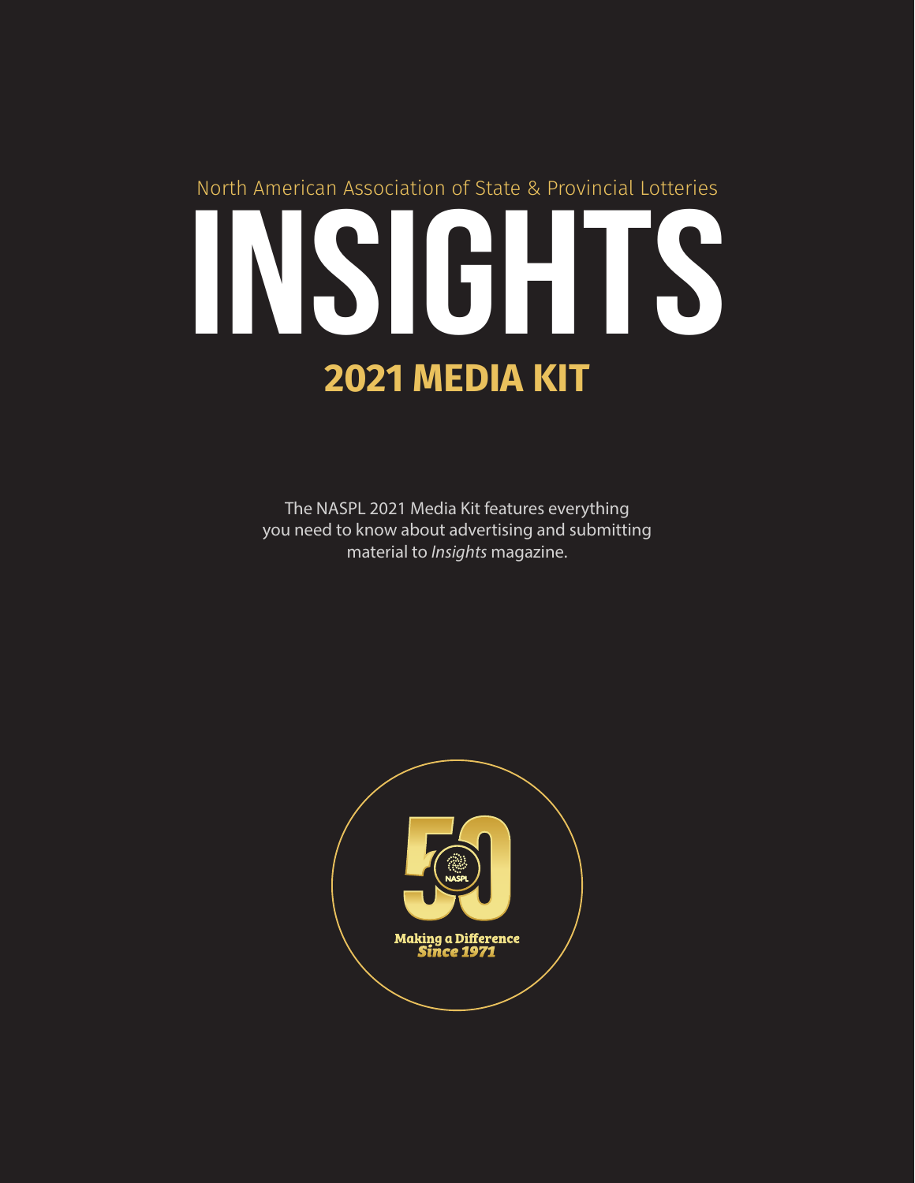North American Association of State & Provincial Lotteries

# INSIGHTS

## 2021 MEDIA KIT

The NASPL 2021 Media Kit features everything you need to know about advertising and submitting material to *Insights* magazine.

50 NASPL

Making a Difference
*Since 1971*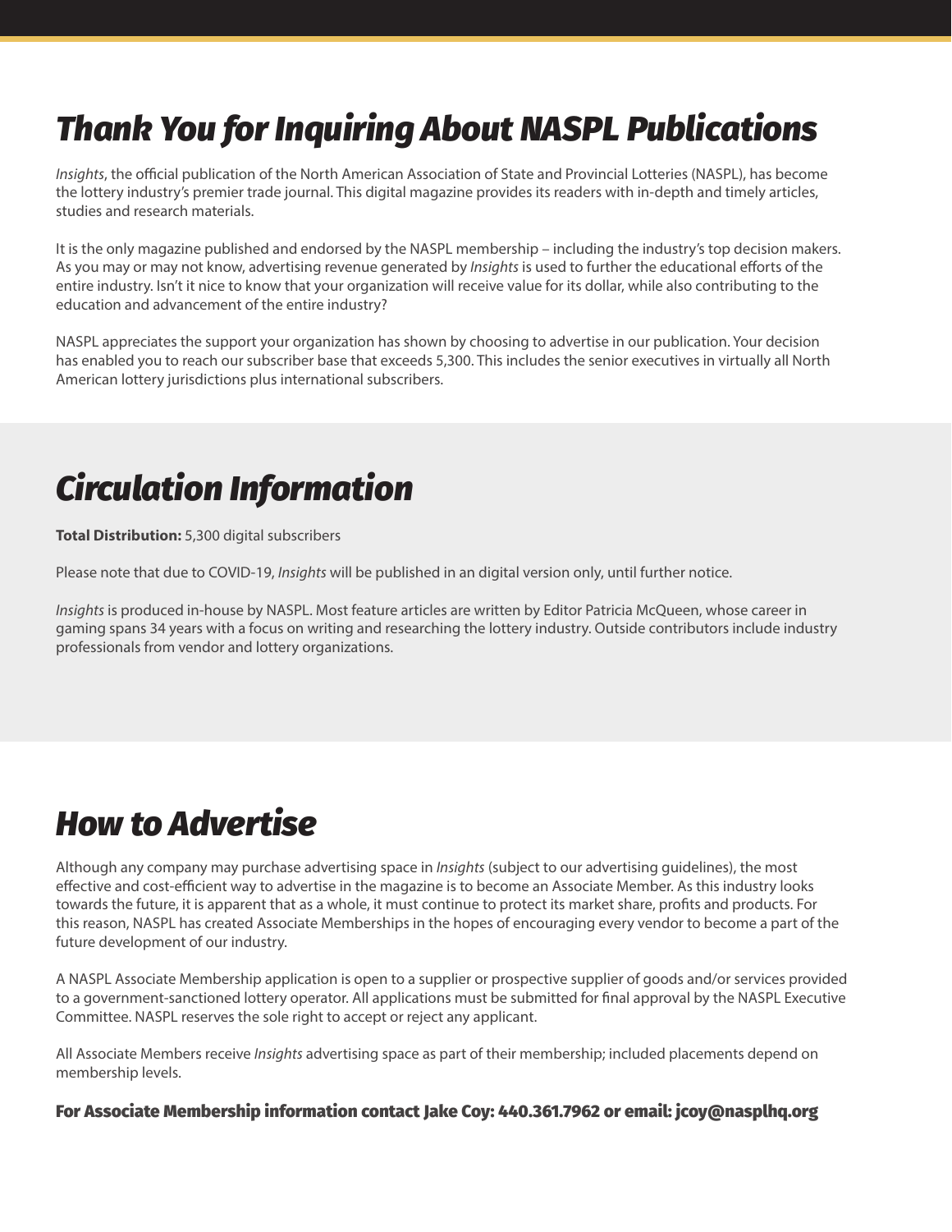# Thank You for Inquiring About NASPL Publications

*Insights*, the official publication of the North American Association of State and Provincial Lotteries (NASPL), has become the lottery industry's premier trade journal. This digital magazine provides its readers with in-depth and timely articles, studies and research materials.

It is the only magazine published and endorsed by the NASPL membership – including the industry's top decision makers. As you may or may not know, advertising revenue generated by *Insights* is used to further the educational efforts of the entire industry. Isn't it nice to know that your organization will receive value for its dollar, while also contributing to the education and advancement of the entire industry?

NASPL appreciates the support your organization has shown by choosing to advertise in our publication. Your decision has enabled you to reach our subscriber base that exceeds 5,300. This includes the senior executives in virtually all North American lottery jurisdictions plus international subscribers.

# Circulation Information

**Total Distribution:** 5,300 digital subscribers

Please note that due to COVID-19, *Insights* will be published in an digital version only, until further notice.

*Insights* is produced in-house by NASPL. Most feature articles are written by Editor Patricia McQueen, whose career in gaming spans 34 years with a focus on writing and researching the lottery industry. Outside contributors include industry professionals from vendor and lottery organizations.

# How to Advertise

Although any company may purchase advertising space in *Insights* (subject to our advertising guidelines), the most effective and cost-efficient way to advertise in the magazine is to become an Associate Member. As this industry looks towards the future, it is apparent that as a whole, it must continue to protect its market share, profits and products. For this reason, NASPL has created Associate Memberships in the hopes of encouraging every vendor to become a part of the future development of our industry.

A NASPL Associate Membership application is open to a supplier or prospective supplier of goods and/or services provided to a government-sanctioned lottery operator. All applications must be submitted for final approval by the NASPL Executive Committee. NASPL reserves the sole right to accept or reject any applicant.

All Associate Members receive *Insights* advertising space as part of their membership; included placements depend on membership levels.

**For Associate Membership information contact Jake Coy: 440.361.7962 or email: jcoy@nasplhq.org**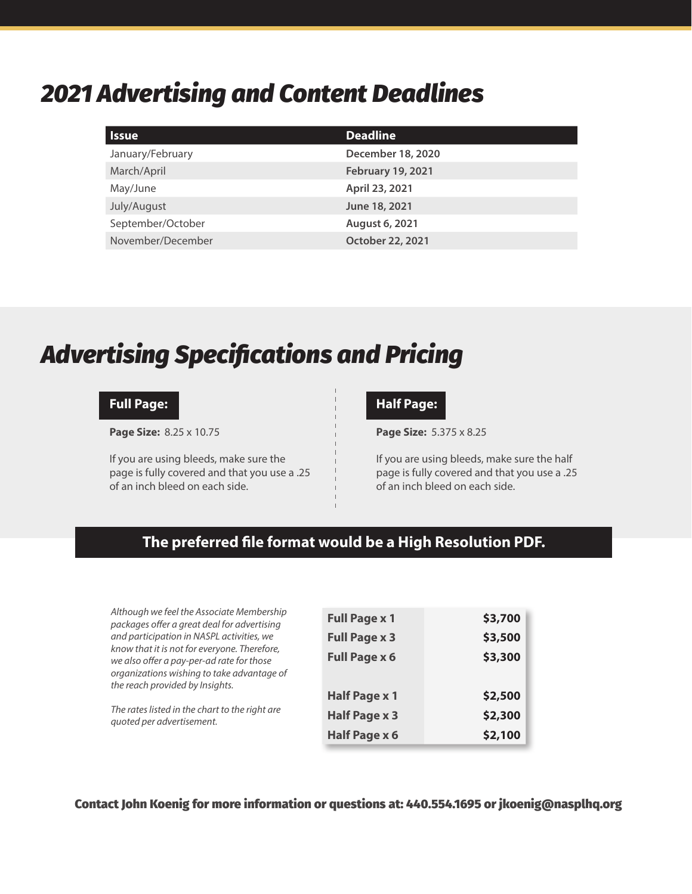# 2021 Advertising and Content Deadlines

| Issue | Deadline |
| --- | --- |
| January/February | **December 18, 2020** |
| March/April | **February 19, 2021** |
| May/June | **April 23, 2021** |
| July/August | **June 18, 2021** |
| September/October | **August 6, 2021** |
| November/December | **October 22, 2021** |

# Advertising Specifications and Pricing

### Full Page:

**Page Size:** 8.25 x 10.75

If you are using bleeds, make sure the page is fully covered and that you use a .25 of an inch bleed on each side.

### Half Page:

**Page Size:** 5.375 x 8.25

If you are using bleeds, make sure the half page is fully covered and that you use a .25 of an inch bleed on each side.

**The preferred file format would be a High Resolution PDF.**

*Although we feel the Associate Membership packages offer a great deal for advertising and participation in NASPL activities, we know that it is not for everyone. Therefore, we also offer a pay-per-ad rate for those organizations wishing to take advantage of the reach provided by Insights.*

*The rates listed in the chart to the right are quoted per advertisement.*

| Ad | Rate |
| --- | --- |
| **Full Page x 1** | **$3,700** |
| **Full Page x 3** | **$3,500** |
| **Full Page x 6** | **$3,300** |
| **Half Page x 1** | **$2,500** |
| **Half Page x 3** | **$2,300** |
| **Half Page x 6** | **$2,100** |

**Contact John Koenig for more information or questions at: 440.554.1695 or jkoenig@nasplhq.org**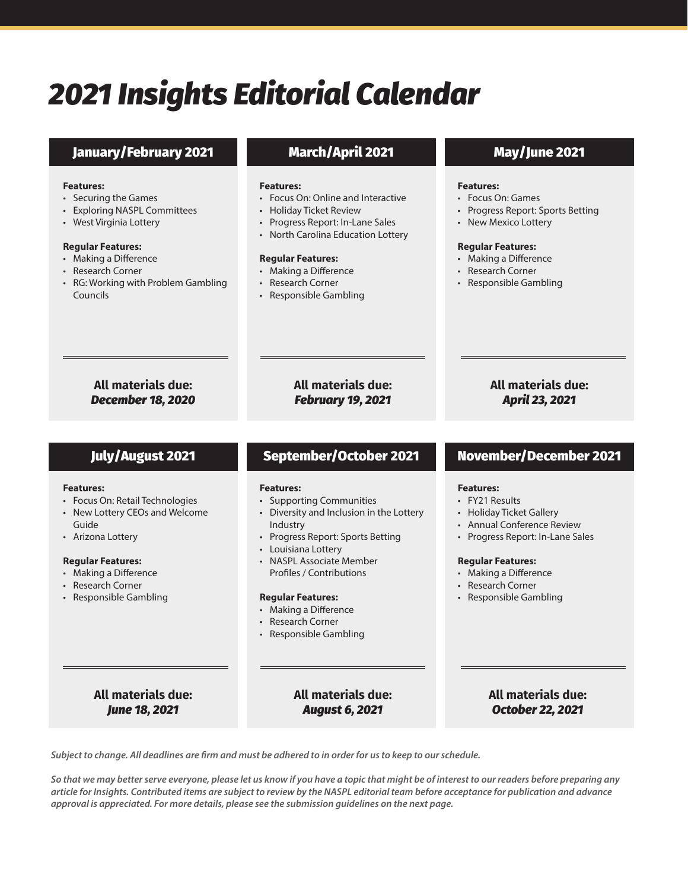# 2021 Insights Editorial Calendar

## January/February 2021

**Features:**

- Securing the Games
- Exploring NASPL Committees
- West Virginia Lottery

**Regular Features:**

- Making a Difference
- Research Corner
- RG: Working with Problem Gambling Councils

**All materials due:**
***December 18, 2020***

## March/April 2021

**Features:**

- Focus On: Online and Interactive
- Holiday Ticket Review
- Progress Report: In-Lane Sales
- North Carolina Education Lottery

**Regular Features:**

- Making a Difference
- Research Corner
- Responsible Gambling

**All materials due:**
***February 19, 2021***

## May/June 2021

**Features:**

- Focus On: Games
- Progress Report: Sports Betting
- New Mexico Lottery

**Regular Features:**

- Making a Difference
- Research Corner
- Responsible Gambling

**All materials due:**
***April 23, 2021***

## July/August 2021

**Features:**

- Focus On: Retail Technologies
- New Lottery CEOs and Welcome Guide
- Arizona Lottery

**Regular Features:**

- Making a Difference
- Research Corner
- Responsible Gambling

**All materials due:**
***June 18, 2021***

## September/October 2021

**Features:**

- Supporting Communities
- Diversity and Inclusion in the Lottery Industry
- Progress Report: Sports Betting
- Louisiana Lottery
- NASPL Associate Member Profiles / Contributions

**Regular Features:**

- Making a Difference
- Research Corner
- Responsible Gambling

**All materials due:**
***August 6, 2021***

## November/December 2021

**Features:**

- FY21 Results
- Holiday Ticket Gallery
- Annual Conference Review
- Progress Report: In-Lane Sales

**Regular Features:**

- Making a Difference
- Research Corner
- Responsible Gambling

**All materials due:**
***October 22, 2021***

***Subject to change. All deadlines are firm and must be adhered to in order for us to keep to our schedule.***

***So that we may better serve everyone, please let us know if you have a topic that might be of interest to our readers before preparing any article for Insights. Contributed items are subject to review by the NASPL editorial team before acceptance for publication and advance approval is appreciated. For more details, please see the submission guidelines on the next page.***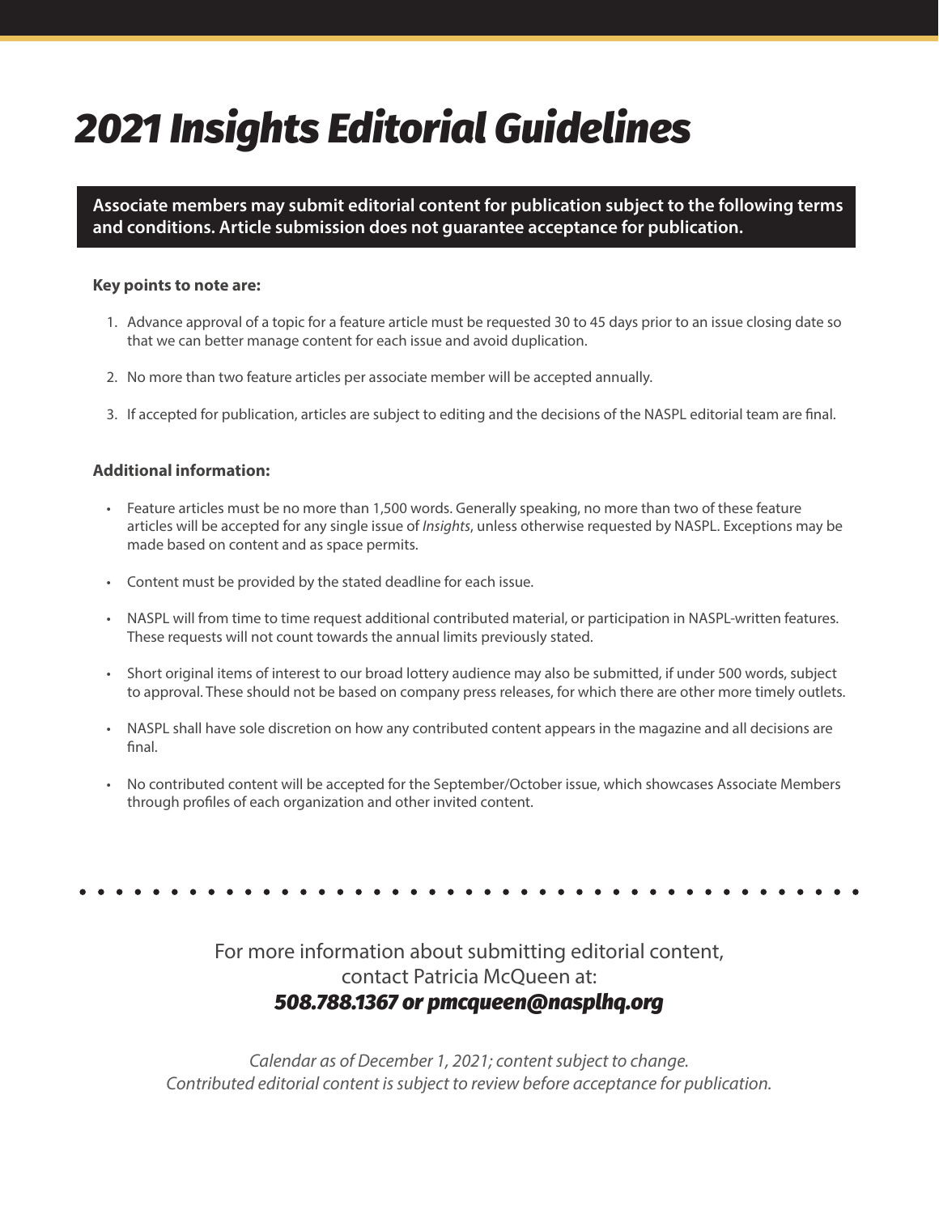# *2021 Insights Editorial Guidelines*

**Associate members may submit editorial content for publication subject to the following terms and conditions. Article submission does not guarantee acceptance for publication.**

**Key points to note are:**

1. Advance approval of a topic for a feature article must be requested 30 to 45 days prior to an issue closing date so that we can better manage content for each issue and avoid duplication.
2. No more than two feature articles per associate member will be accepted annually.
3. If accepted for publication, articles are subject to editing and the decisions of the NASPL editorial team are final.

**Additional information:**

- Feature articles must be no more than 1,500 words. Generally speaking, no more than two of these feature articles will be accepted for any single issue of *Insights*, unless otherwise requested by NASPL. Exceptions may be made based on content and as space permits.
- Content must be provided by the stated deadline for each issue.
- NASPL will from time to time request additional contributed material, or participation in NASPL-written features. These requests will not count towards the annual limits previously stated.
- Short original items of interest to our broad lottery audience may also be submitted, if under 500 words, subject to approval. These should not be based on company press releases, for which there are other more timely outlets.
- NASPL shall have sole discretion on how any contributed content appears in the magazine and all decisions are final.
- No contributed content will be accepted for the September/October issue, which showcases Associate Members through profiles of each organization and other invited content.

For more information about submitting editorial content, contact Patricia McQueen at:
***508.788.1367 or pmcqueen@nasplhq.org***

*Calendar as of December 1, 2021; content subject to change.*
*Contributed editorial content is subject to review before acceptance for publication.*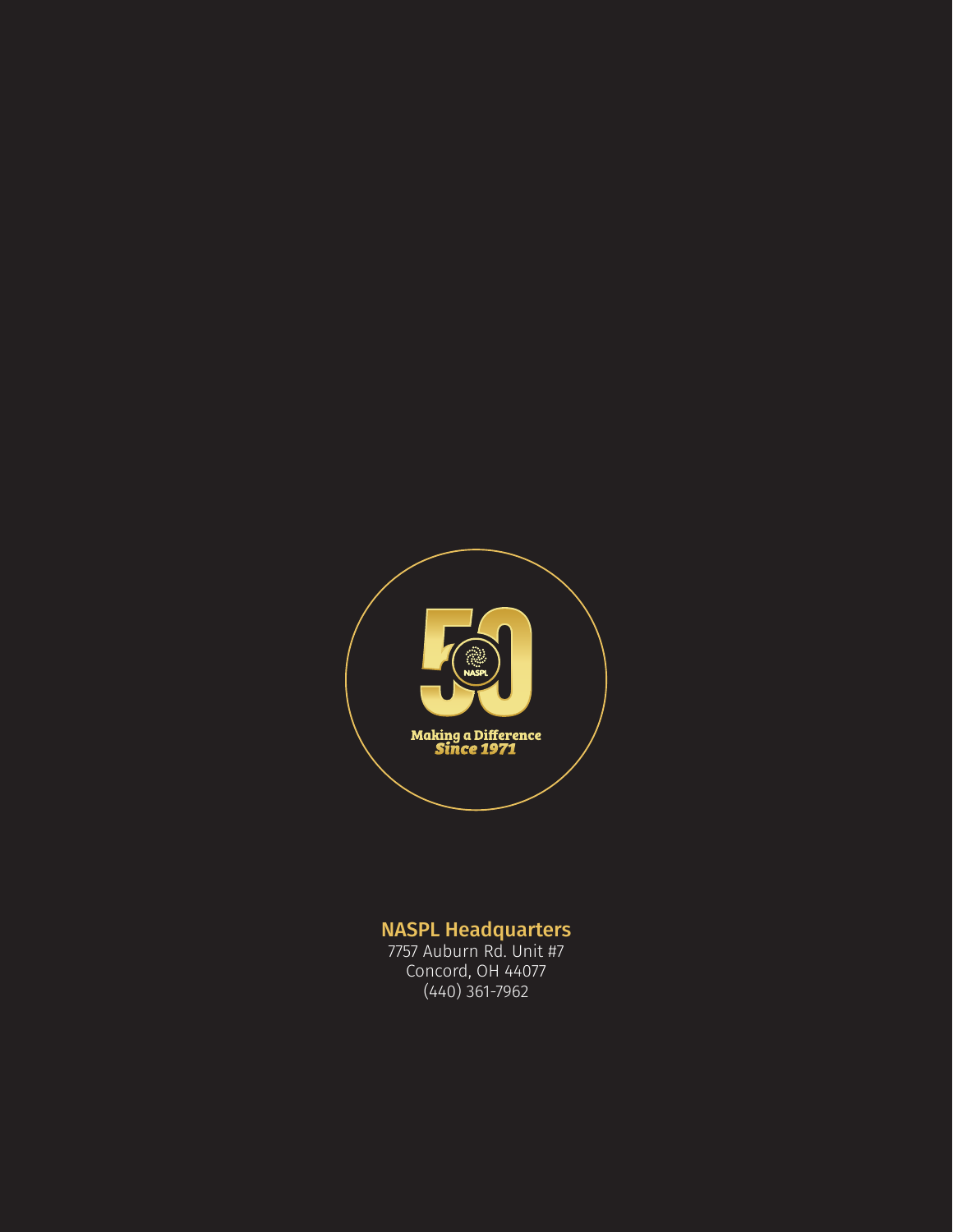50

NASPL

Making a Difference
*Since 1971*

**NASPL Headquarters**

7757 Auburn Rd. Unit #7
Concord, OH 44077
(440) 361-7962